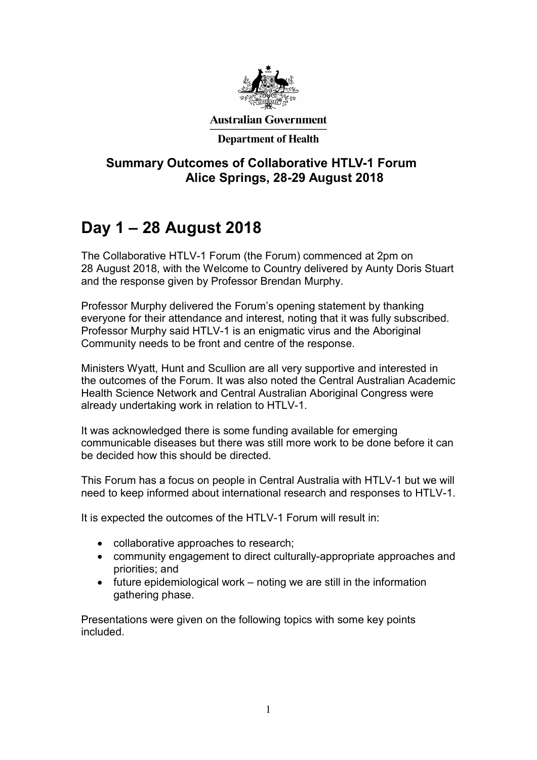Australian Government

Department of Health

**Summary Outcomes of Collaborative HTLV-1 Forum**
**Alice Springs, 28-29 August 2018**

# Day 1 – 28 August 2018

The Collaborative HTLV-1 Forum (the Forum) commenced at 2pm on 28 August 2018, with the Welcome to Country delivered by Aunty Doris Stuart and the response given by Professor Brendan Murphy.

Professor Murphy delivered the Forum's opening statement by thanking everyone for their attendance and interest, noting that it was fully subscribed. Professor Murphy said HTLV-1 is an enigmatic virus and the Aboriginal Community needs to be front and centre of the response.

Ministers Wyatt, Hunt and Scullion are all very supportive and interested in the outcomes of the Forum. It was also noted the Central Australian Academic Health Science Network and Central Australian Aboriginal Congress were already undertaking work in relation to HTLV-1.

It was acknowledged there is some funding available for emerging communicable diseases but there was still more work to be done before it can be decided how this should be directed.

This Forum has a focus on people in Central Australia with HTLV-1 but we will need to keep informed about international research and responses to HTLV-1.

It is expected the outcomes of the HTLV-1 Forum will result in:

- collaborative approaches to research;
- community engagement to direct culturally-appropriate approaches and priorities; and
- future epidemiological work – noting we are still in the information gathering phase.

Presentations were given on the following topics with some key points included.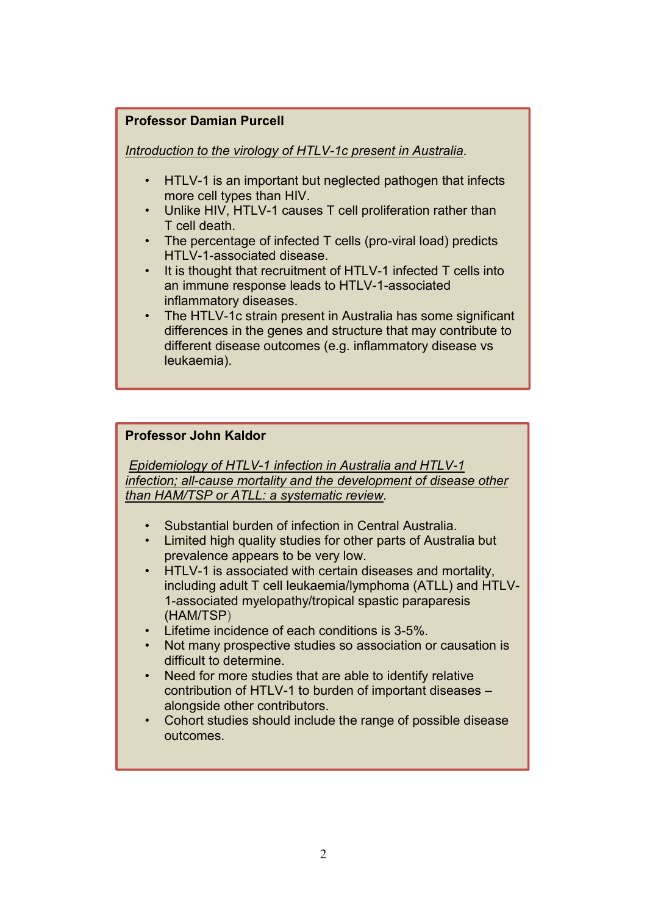**Professor Damian Purcell**

*Introduction to the virology of HTLV-1c present in Australia*.

- HTLV-1 is an important but neglected pathogen that infects more cell types than HIV.
- Unlike HIV, HTLV-1 causes T cell proliferation rather than T cell death.
- The percentage of infected T cells (pro-viral load) predicts HTLV-1-associated disease.
- It is thought that recruitment of HTLV-1 infected T cells into an immune response leads to HTLV-1-associated inflammatory diseases.
- The HTLV-1c strain present in Australia has some significant differences in the genes and structure that may contribute to different disease outcomes (e.g. inflammatory disease vs leukaemia).

**Professor John Kaldor**

*Epidemiology of HTLV-1 infection in Australia and HTLV-1 infection; all-cause mortality and the development of disease other than HAM/TSP or ATLL: a systematic review*.

- Substantial burden of infection in Central Australia.
- Limited high quality studies for other parts of Australia but prevalence appears to be very low.
- HTLV-1 is associated with certain diseases and mortality, including adult T cell leukaemia/lymphoma (ATLL) and HTLV-1-associated myelopathy/tropical spastic paraparesis (HAM/TSP)
- Lifetime incidence of each conditions is 3-5%.
- Not many prospective studies so association or causation is difficult to determine.
- Need for more studies that are able to identify relative contribution of HTLV-1 to burden of important diseases – alongside other contributors.
- Cohort studies should include the range of possible disease outcomes.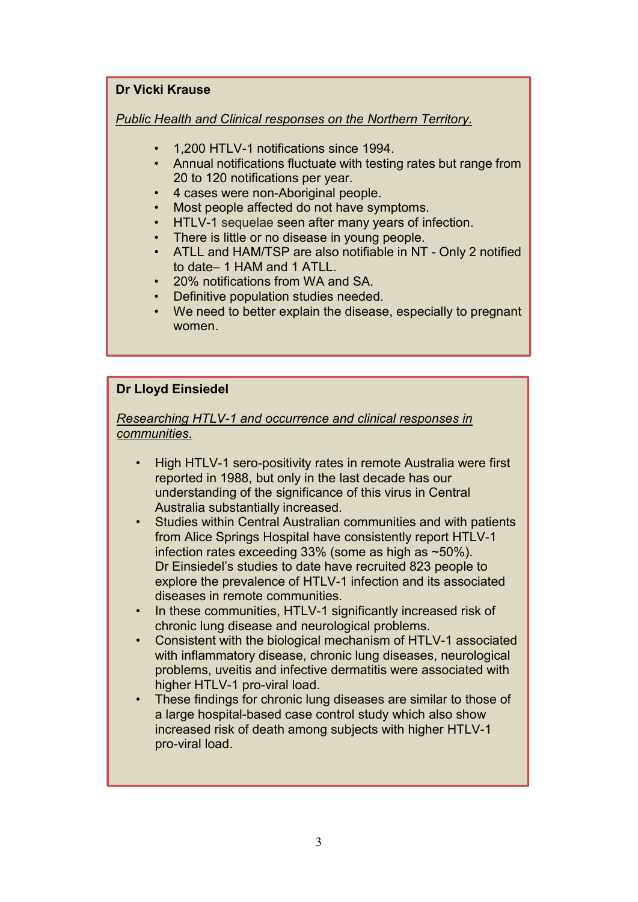**Dr Vicki Krause**

*Public Health and Clinical responses on the Northern Territory.*

- 1,200 HTLV-1 notifications since 1994.
- Annual notifications fluctuate with testing rates but range from 20 to 120 notifications per year.
- 4 cases were non-Aboriginal people.
- Most people affected do not have symptoms.
- HTLV-1 sequelae seen after many years of infection.
- There is little or no disease in young people.
- ATLL and HAM/TSP are also notifiable in NT - Only 2 notified to date– 1 HAM and 1 ATLL.
- 20% notifications from WA and SA.
- Definitive population studies needed.
- We need to better explain the disease, especially to pregnant women.

**Dr Lloyd Einsiedel**

*Researching HTLV-1 and occurrence and clinical responses in communities.*

- High HTLV-1 sero-positivity rates in remote Australia were first reported in 1988, but only in the last decade has our understanding of the significance of this virus in Central Australia substantially increased.
- Studies within Central Australian communities and with patients from Alice Springs Hospital have consistently report HTLV-1 infection rates exceeding 33% (some as high as ~50%). Dr Einsiedel's studies to date have recruited 823 people to explore the prevalence of HTLV-1 infection and its associated diseases in remote communities.
- In these communities, HTLV-1 significantly increased risk of chronic lung disease and neurological problems.
- Consistent with the biological mechanism of HTLV-1 associated with inflammatory disease, chronic lung diseases, neurological problems, uveitis and infective dermatitis were associated with higher HTLV-1 pro-viral load.
- These findings for chronic lung diseases are similar to those of a large hospital-based case control study which also show increased risk of death among subjects with higher HTLV-1 pro-viral load.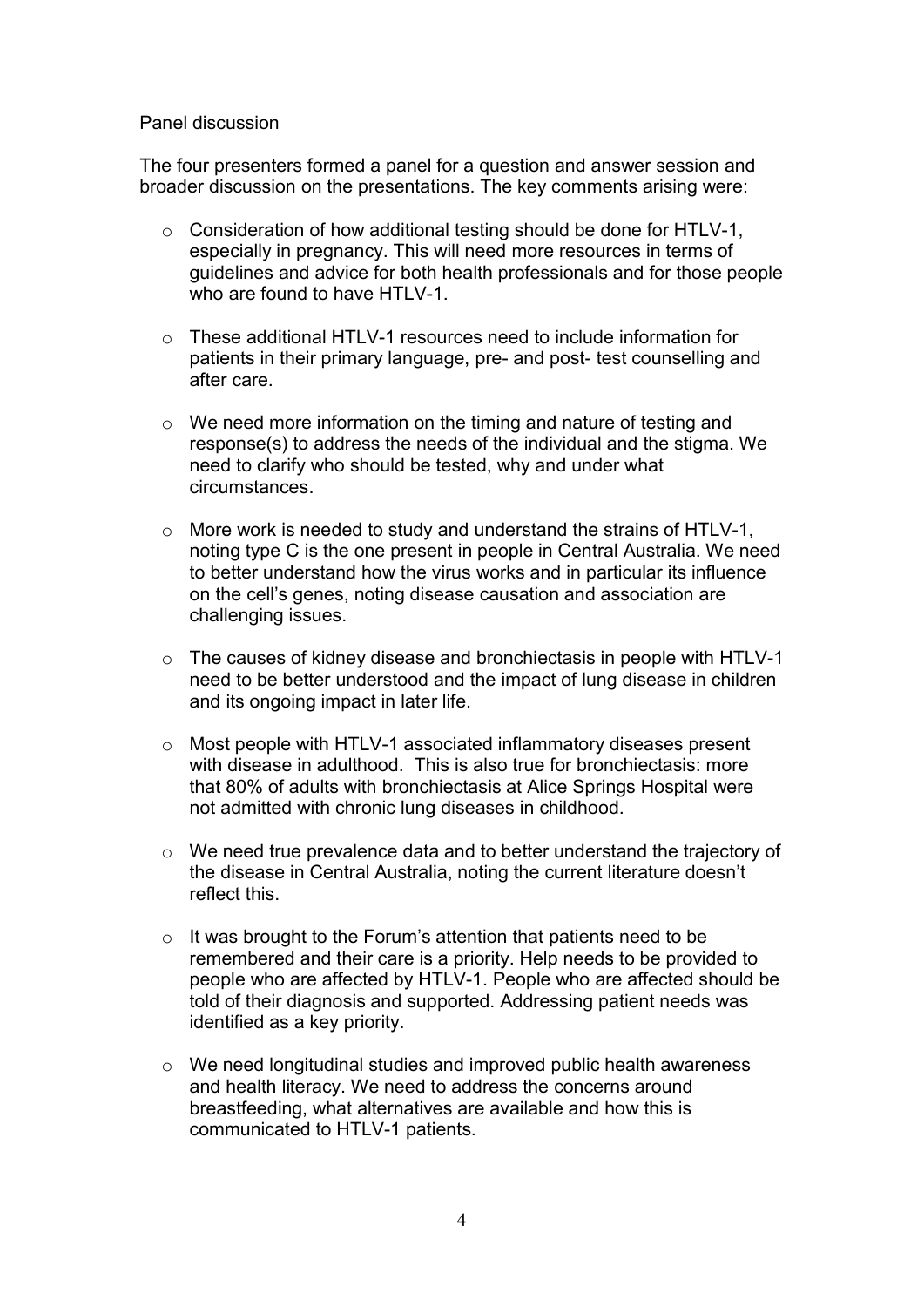Panel discussion

The four presenters formed a panel for a question and answer session and broader discussion on the presentations. The key comments arising were:

- Consideration of how additional testing should be done for HTLV-1, especially in pregnancy. This will need more resources in terms of guidelines and advice for both health professionals and for those people who are found to have HTLV-1.

- These additional HTLV-1 resources need to include information for patients in their primary language, pre- and post- test counselling and after care.

- We need more information on the timing and nature of testing and response(s) to address the needs of the individual and the stigma. We need to clarify who should be tested, why and under what circumstances.

- More work is needed to study and understand the strains of HTLV-1, noting type C is the one present in people in Central Australia. We need to better understand how the virus works and in particular its influence on the cell's genes, noting disease causation and association are challenging issues.

- The causes of kidney disease and bronchiectasis in people with HTLV-1 need to be better understood and the impact of lung disease in children and its ongoing impact in later life.

- Most people with HTLV-1 associated inflammatory diseases present with disease in adulthood. This is also true for bronchiectasis: more that 80% of adults with bronchiectasis at Alice Springs Hospital were not admitted with chronic lung diseases in childhood.

- We need true prevalence data and to better understand the trajectory of the disease in Central Australia, noting the current literature doesn't reflect this.

- It was brought to the Forum's attention that patients need to be remembered and their care is a priority. Help needs to be provided to people who are affected by HTLV-1. People who are affected should be told of their diagnosis and supported. Addressing patient needs was identified as a key priority.

- We need longitudinal studies and improved public health awareness and health literacy. We need to address the concerns around breastfeeding, what alternatives are available and how this is communicated to HTLV-1 patients.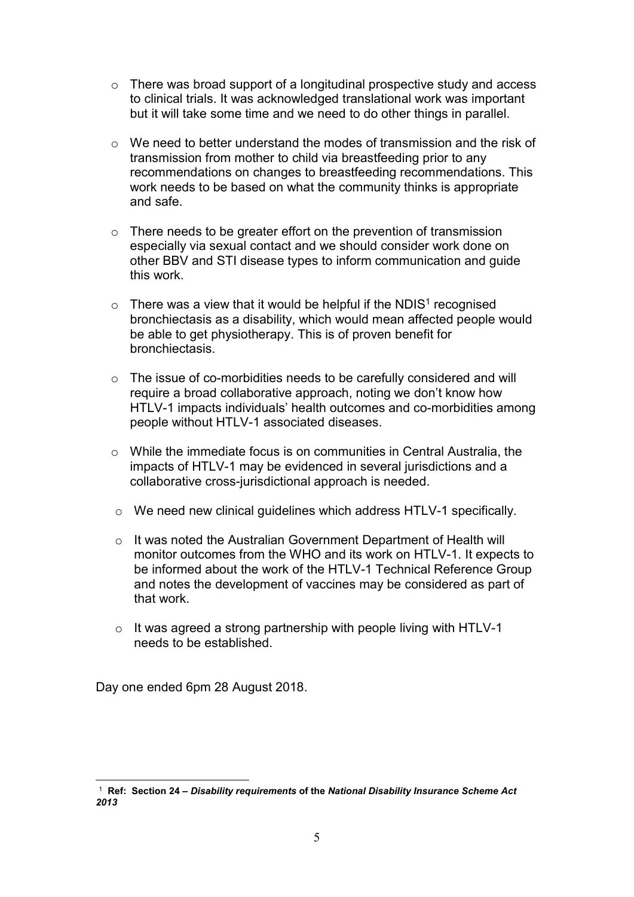- There was broad support of a longitudinal prospective study and access to clinical trials. It was acknowledged translational work was important but it will take some time and we need to do other things in parallel.
- We need to better understand the modes of transmission and the risk of transmission from mother to child via breastfeeding prior to any recommendations on changes to breastfeeding recommendations. This work needs to be based on what the community thinks is appropriate and safe.
- There needs to be greater effort on the prevention of transmission especially via sexual contact and we should consider work done on other BBV and STI disease types to inform communication and guide this work.
- There was a view that it would be helpful if the NDIS[1] recognised bronchiectasis as a disability, which would mean affected people would be able to get physiotherapy. This is of proven benefit for bronchiectasis.
- The issue of co-morbidities needs to be carefully considered and will require a broad collaborative approach, noting we don't know how HTLV-1 impacts individuals' health outcomes and co-morbidities among people without HTLV-1 associated diseases.
- While the immediate focus is on communities in Central Australia, the impacts of HTLV-1 may be evidenced in several jurisdictions and a collaborative cross-jurisdictional approach is needed.
- We need new clinical guidelines which address HTLV-1 specifically.
- It was noted the Australian Government Department of Health will monitor outcomes from the WHO and its work on HTLV-1. It expects to be informed about the work of the HTLV-1 Technical Reference Group and notes the development of vaccines may be considered as part of that work.
- It was agreed a strong partnership with people living with HTLV-1 needs to be established.

Day one ended 6pm 28 August 2018.

[1] **Ref: Section 24 – *Disability requirements* of the *National Disability Insurance Scheme Act 2013***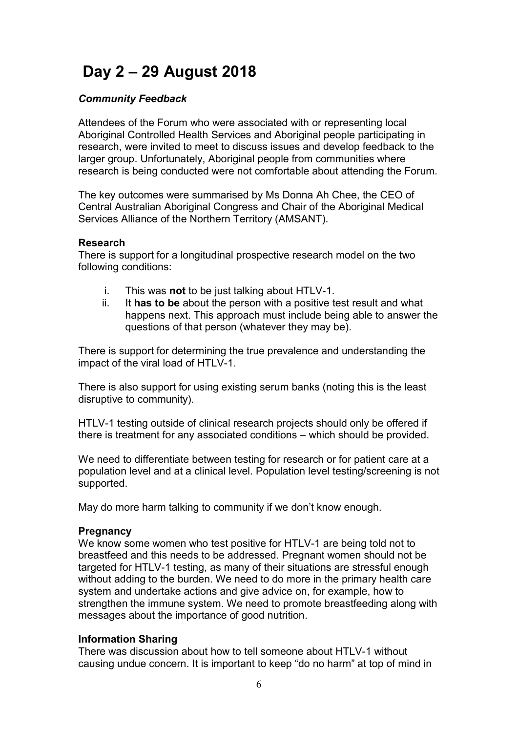# Day 2 – 29 August 2018

***Community Feedback***

Attendees of the Forum who were associated with or representing local Aboriginal Controlled Health Services and Aboriginal people participating in research, were invited to meet to discuss issues and develop feedback to the larger group. Unfortunately, Aboriginal people from communities where research is being conducted were not comfortable about attending the Forum.

The key outcomes were summarised by Ms Donna Ah Chee, the CEO of Central Australian Aboriginal Congress and Chair of the Aboriginal Medical Services Alliance of the Northern Territory (AMSANT).

**Research**

There is support for a longitudinal prospective research model on the two following conditions:

i. This was **not** to be just talking about HTLV-1.
ii. It **has to be** about the person with a positive test result and what happens next. This approach must include being able to answer the questions of that person (whatever they may be).

There is support for determining the true prevalence and understanding the impact of the viral load of HTLV-1.

There is also support for using existing serum banks (noting this is the least disruptive to community).

HTLV-1 testing outside of clinical research projects should only be offered if there is treatment for any associated conditions – which should be provided.

We need to differentiate between testing for research or for patient care at a population level and at a clinical level. Population level testing/screening is not supported.

May do more harm talking to community if we don't know enough.

**Pregnancy**

We know some women who test positive for HTLV-1 are being told not to breastfeed and this needs to be addressed. Pregnant women should not be targeted for HTLV-1 testing, as many of their situations are stressful enough without adding to the burden. We need to do more in the primary health care system and undertake actions and give advice on, for example, how to strengthen the immune system. We need to promote breastfeeding along with messages about the importance of good nutrition.

**Information Sharing**

There was discussion about how to tell someone about HTLV-1 without causing undue concern. It is important to keep "do no harm" at top of mind in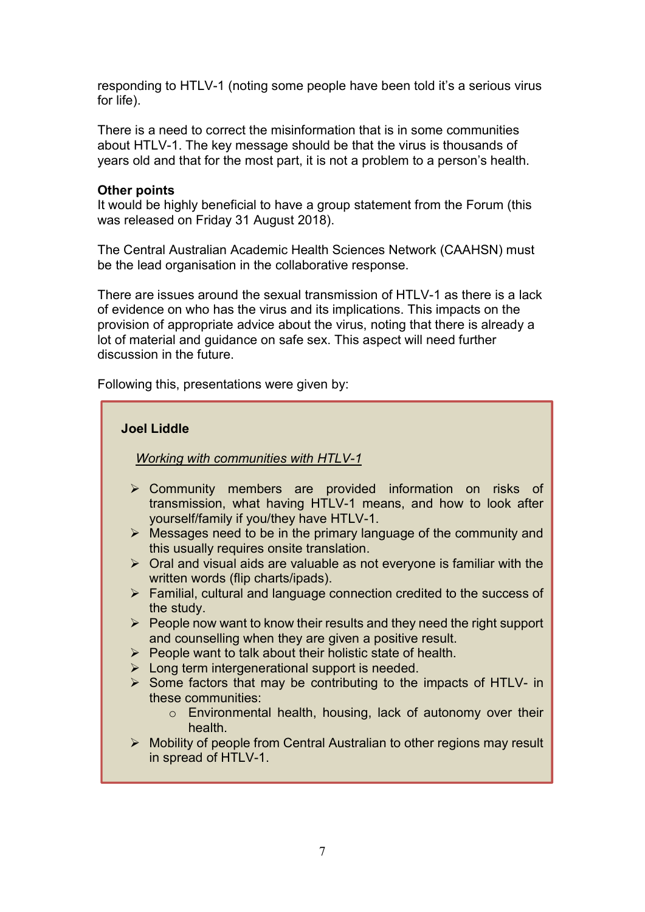responding to HTLV-1 (noting some people have been told it's a serious virus for life).

There is a need to correct the misinformation that is in some communities about HTLV-1. The key message should be that the virus is thousands of years old and that for the most part, it is not a problem to a person's health.

**Other points**
It would be highly beneficial to have a group statement from the Forum (this was released on Friday 31 August 2018).

The Central Australian Academic Health Sciences Network (CAAHSN) must be the lead organisation in the collaborative response.

There are issues around the sexual transmission of HTLV-1 as there is a lack of evidence on who has the virus and its implications. This impacts on the provision of appropriate advice about the virus, noting that there is already a lot of material and guidance on safe sex. This aspect will need further discussion in the future.

Following this, presentations were given by:

**Joel Liddle**

*Working with communities with HTLV-1*

- Community members are provided information on risks of transmission, what having HTLV-1 means, and how to look after yourself/family if you/they have HTLV-1.
- Messages need to be in the primary language of the community and this usually requires onsite translation.
- Oral and visual aids are valuable as not everyone is familiar with the written words (flip charts/ipads).
- Familial, cultural and language connection credited to the success of the study.
- People now want to know their results and they need the right support and counselling when they are given a positive result.
- People want to talk about their holistic state of health.
- Long term intergenerational support is needed.
- Some factors that may be contributing to the impacts of HTLV- in these communities:
  - Environmental health, housing, lack of autonomy over their health.
- Mobility of people from Central Australian to other regions may result in spread of HTLV-1.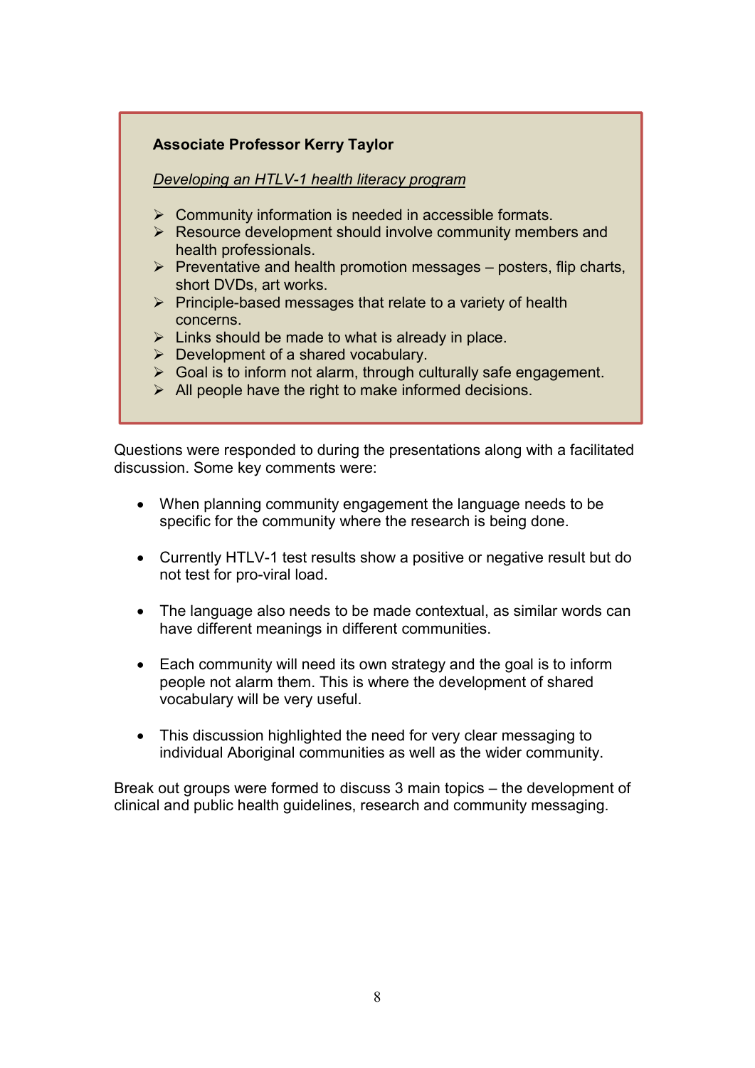**Associate Professor Kerry Taylor**

*Developing an HTLV-1 health literacy program*

- Community information is needed in accessible formats.
- Resource development should involve community members and health professionals.
- Preventative and health promotion messages – posters, flip charts, short DVDs, art works.
- Principle-based messages that relate to a variety of health concerns.
- Links should be made to what is already in place.
- Development of a shared vocabulary.
- Goal is to inform not alarm, through culturally safe engagement.
- All people have the right to make informed decisions.

Questions were responded to during the presentations along with a facilitated discussion. Some key comments were:

- When planning community engagement the language needs to be specific for the community where the research is being done.
- Currently HTLV-1 test results show a positive or negative result but do not test for pro-viral load.
- The language also needs to be made contextual, as similar words can have different meanings in different communities.
- Each community will need its own strategy and the goal is to inform people not alarm them. This is where the development of shared vocabulary will be very useful.
- This discussion highlighted the need for very clear messaging to individual Aboriginal communities as well as the wider community.

Break out groups were formed to discuss 3 main topics – the development of clinical and public health guidelines, research and community messaging.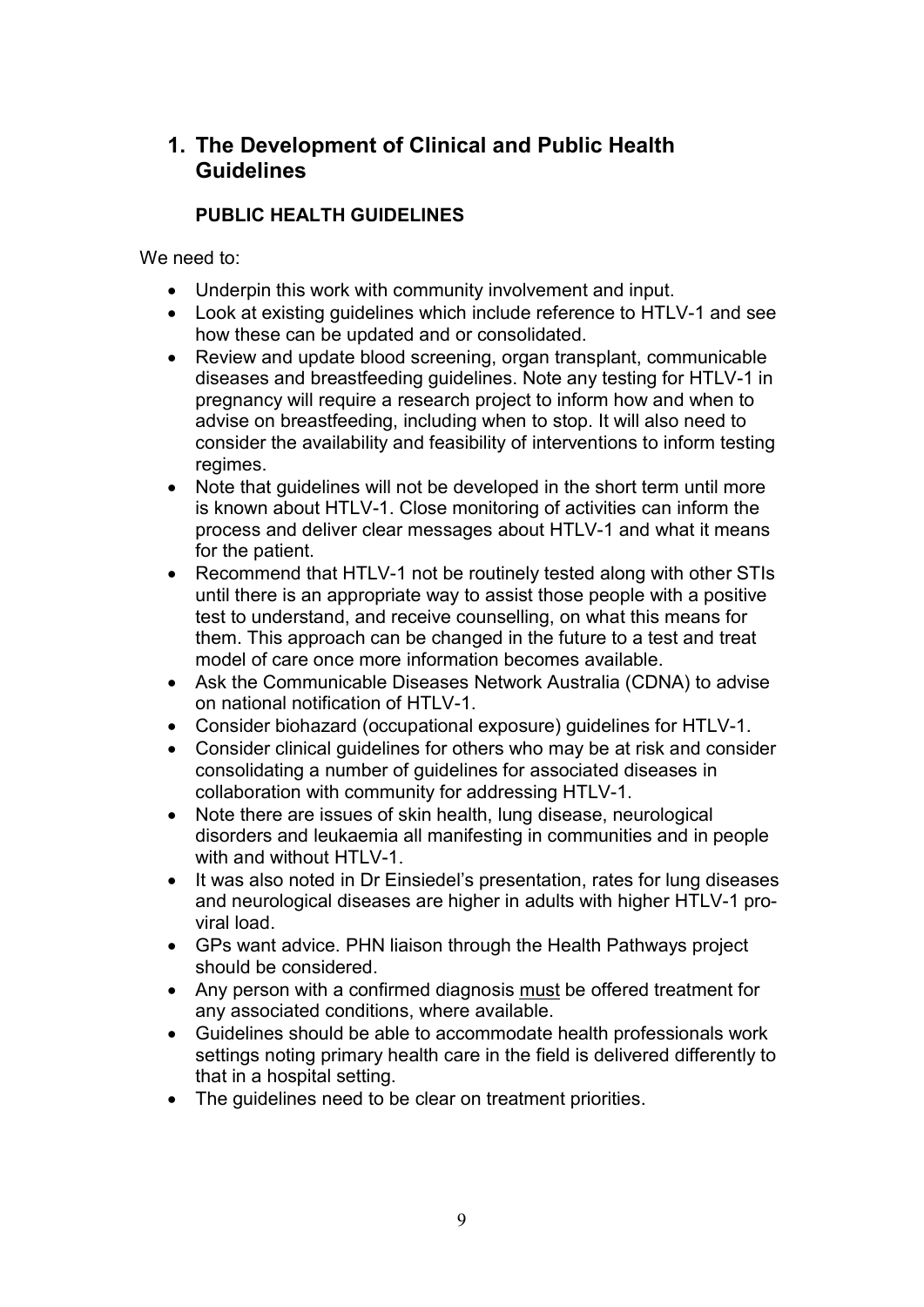# 1. The Development of Clinical and Public Health Guidelines

## PUBLIC HEALTH GUIDELINES

We need to:

- Underpin this work with community involvement and input.
- Look at existing guidelines which include reference to HTLV-1 and see how these can be updated and or consolidated.
- Review and update blood screening, organ transplant, communicable diseases and breastfeeding guidelines. Note any testing for HTLV-1 in pregnancy will require a research project to inform how and when to advise on breastfeeding, including when to stop. It will also need to consider the availability and feasibility of interventions to inform testing regimes.
- Note that guidelines will not be developed in the short term until more is known about HTLV-1. Close monitoring of activities can inform the process and deliver clear messages about HTLV-1 and what it means for the patient.
- Recommend that HTLV-1 not be routinely tested along with other STIs until there is an appropriate way to assist those people with a positive test to understand, and receive counselling, on what this means for them. This approach can be changed in the future to a test and treat model of care once more information becomes available.
- Ask the Communicable Diseases Network Australia (CDNA) to advise on national notification of HTLV-1.
- Consider biohazard (occupational exposure) guidelines for HTLV-1.
- Consider clinical guidelines for others who may be at risk and consider consolidating a number of guidelines for associated diseases in collaboration with community for addressing HTLV-1.
- Note there are issues of skin health, lung disease, neurological disorders and leukaemia all manifesting in communities and in people with and without HTLV-1.
- It was also noted in Dr Einsiedel's presentation, rates for lung diseases and neurological diseases are higher in adults with higher HTLV-1 pro-viral load.
- GPs want advice. PHN liaison through the Health Pathways project should be considered.
- Any person with a confirmed diagnosis <u>must</u> be offered treatment for any associated conditions, where available.
- Guidelines should be able to accommodate health professionals work settings noting primary health care in the field is delivered differently to that in a hospital setting.
- The guidelines need to be clear on treatment priorities.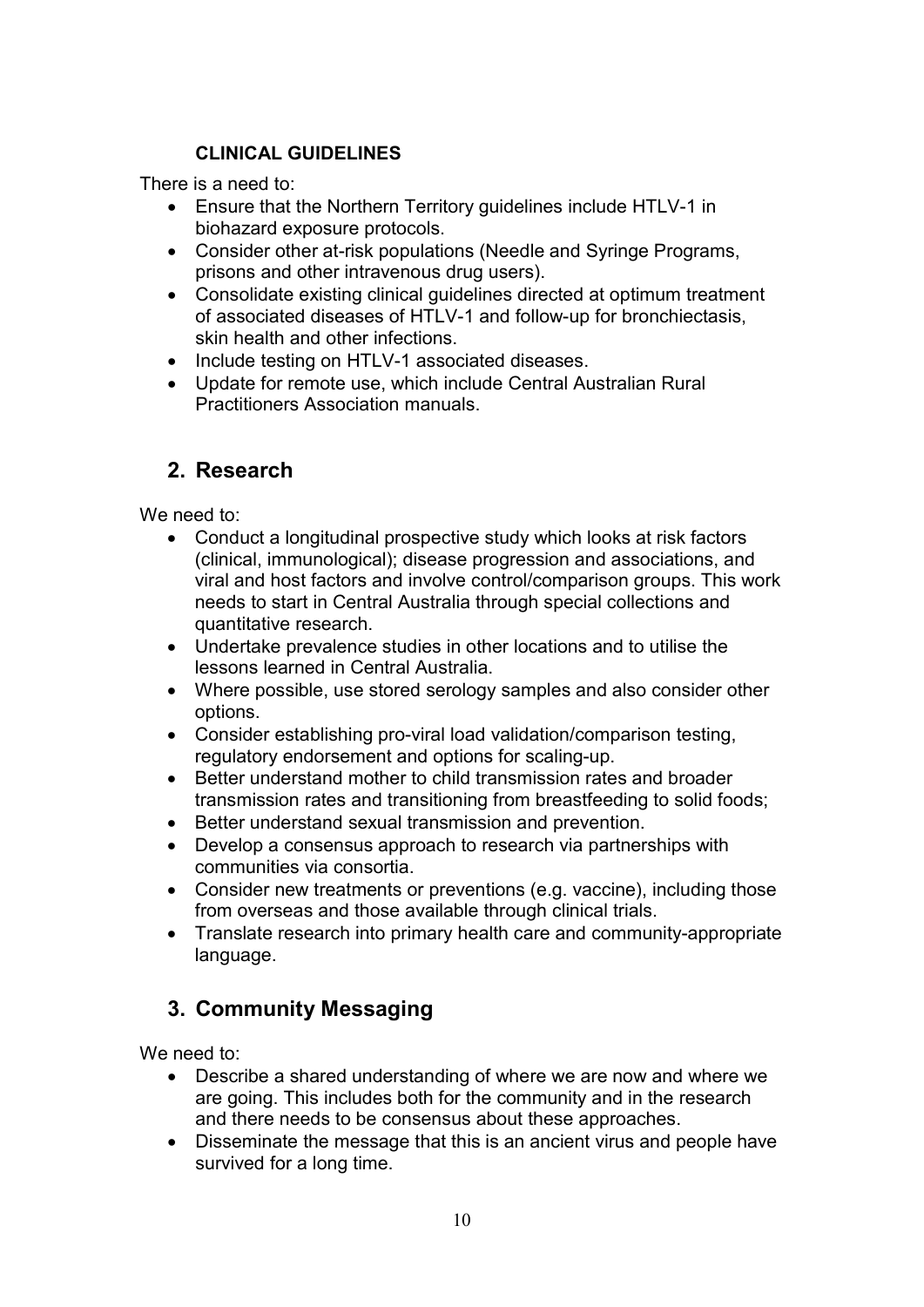### CLINICAL GUIDELINES

There is a need to:

- Ensure that the Northern Territory guidelines include HTLV-1 in biohazard exposure protocols.
- Consider other at-risk populations (Needle and Syringe Programs, prisons and other intravenous drug users).
- Consolidate existing clinical guidelines directed at optimum treatment of associated diseases of HTLV-1 and follow-up for bronchiectasis, skin health and other infections.
- Include testing on HTLV-1 associated diseases.
- Update for remote use, which include Central Australian Rural Practitioners Association manuals.

## 2. Research

We need to:

- Conduct a longitudinal prospective study which looks at risk factors (clinical, immunological); disease progression and associations, and viral and host factors and involve control/comparison groups. This work needs to start in Central Australia through special collections and quantitative research.
- Undertake prevalence studies in other locations and to utilise the lessons learned in Central Australia.
- Where possible, use stored serology samples and also consider other options.
- Consider establishing pro-viral load validation/comparison testing, regulatory endorsement and options for scaling-up.
- Better understand mother to child transmission rates and broader transmission rates and transitioning from breastfeeding to solid foods;
- Better understand sexual transmission and prevention.
- Develop a consensus approach to research via partnerships with communities via consortia.
- Consider new treatments or preventions (e.g. vaccine), including those from overseas and those available through clinical trials.
- Translate research into primary health care and community-appropriate language.

## 3. Community Messaging

We need to:

- Describe a shared understanding of where we are now and where we are going. This includes both for the community and in the research and there needs to be consensus about these approaches.
- Disseminate the message that this is an ancient virus and people have survived for a long time.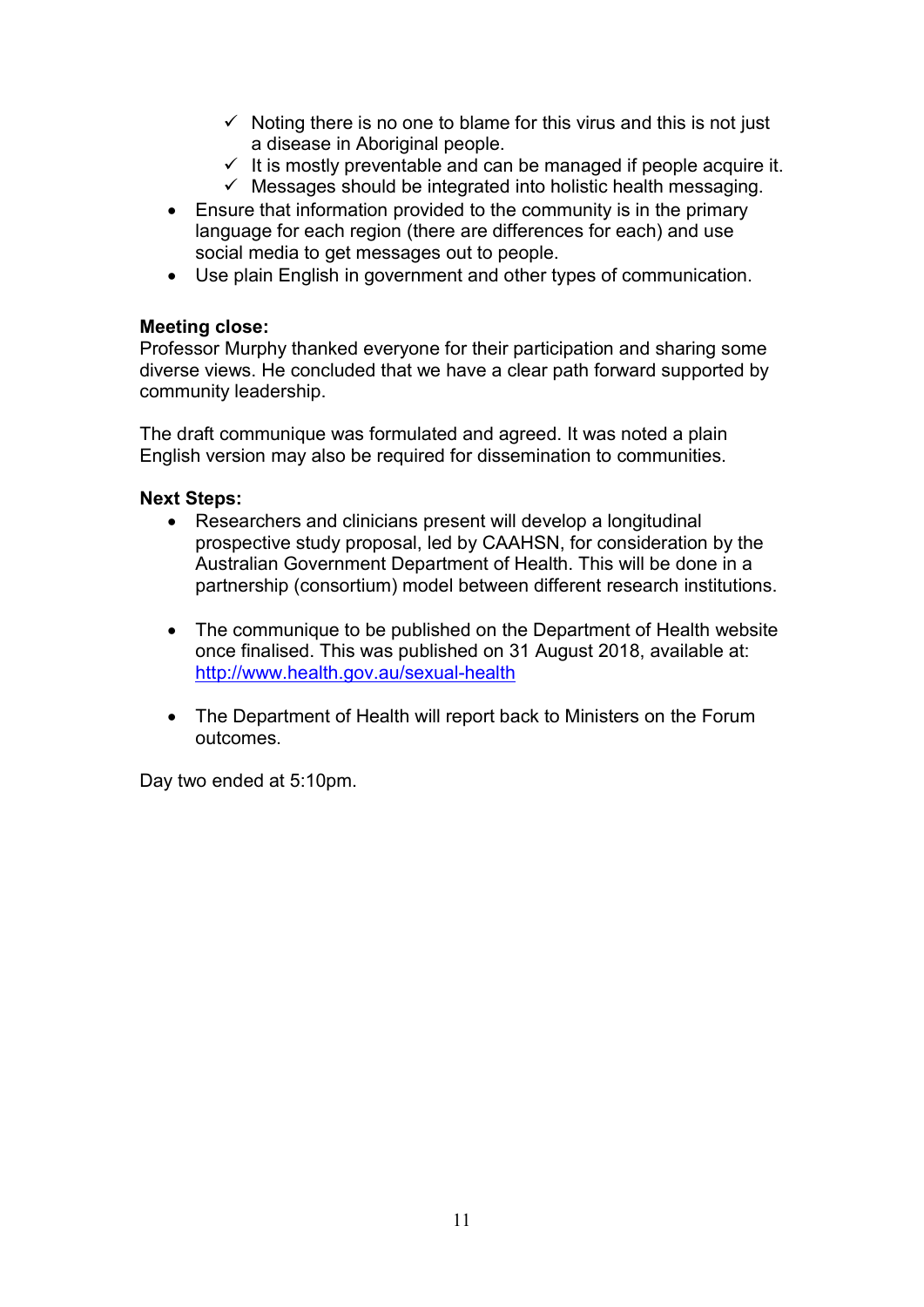- ✓ Noting there is no one to blame for this virus and this is not just a disease in Aboriginal people.
  - ✓ It is mostly preventable and can be managed if people acquire it.
  - ✓ Messages should be integrated into holistic health messaging.
- Ensure that information provided to the community is in the primary language for each region (there are differences for each) and use social media to get messages out to people.
- Use plain English in government and other types of communication.

**Meeting close:**
Professor Murphy thanked everyone for their participation and sharing some diverse views. He concluded that we have a clear path forward supported by community leadership.

The draft communique was formulated and agreed. It was noted a plain English version may also be required for dissemination to communities.

**Next Steps:**

- Researchers and clinicians present will develop a longitudinal prospective study proposal, led by CAAHSN, for consideration by the Australian Government Department of Health. This will be done in a partnership (consortium) model between different research institutions.

- The communique to be published on the Department of Health website once finalised. This was published on 31 August 2018, available at: [http://www.health.gov.au/sexual-health](http://www.health.gov.au/sexual-health)

- The Department of Health will report back to Ministers on the Forum outcomes.

Day two ended at 5:10pm.